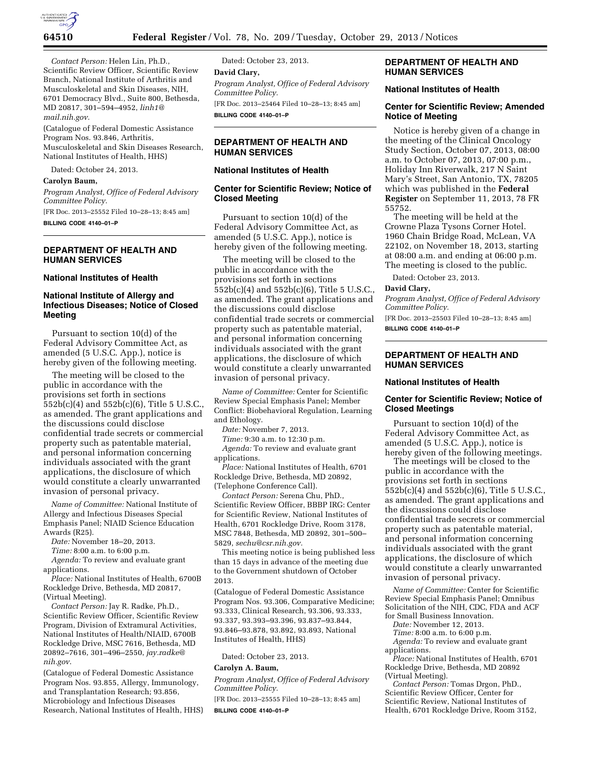*Contact Person:* Helen Lin, Ph.D., Scientific Review Officer, Scientific Review Branch, National Institute of Arthritis and Musculoskeletal and Skin Diseases, NIH, 6701 Democracy Blvd., Suite 800, Bethesda, MD 20817, 301–594–4952, *linh1@mail.nih.gov.*

(Catalogue of Federal Domestic Assistance Program Nos. 93.846, Arthritis, Musculoskeletal and Skin Diseases Research, National Institutes of Health, HHS)

Dated: October 24, 2013.

**Carolyn Baum,**

*Program Analyst, Office of Federal Advisory Committee Policy.*

[FR Doc. 2013–25552 Filed 10–28–13; 8:45 am]

**BILLING CODE 4140–01–P**

## DEPARTMENT OF HEALTH AND HUMAN SERVICES

### National Institutes of Health

### National Institute of Allergy and Infectious Diseases; Notice of Closed Meeting

Pursuant to section 10(d) of the Federal Advisory Committee Act, as amended (5 U.S.C. App.), notice is hereby given of the following meeting.

The meeting will be closed to the public in accordance with the provisions set forth in sections 552b(c)(4) and 552b(c)(6), Title 5 U.S.C., as amended. The grant applications and the discussions could disclose confidential trade secrets or commercial property such as patentable material, and personal information concerning individuals associated with the grant applications, the disclosure of which would constitute a clearly unwarranted invasion of personal privacy.

*Name of Committee:* National Institute of Allergy and Infectious Diseases Special Emphasis Panel; NIAID Science Education Awards (R25).

*Date:* November 18–20, 2013.

*Time:* 8:00 a.m. to 6:00 p.m.

*Agenda:* To review and evaluate grant applications.

*Place:* National Institutes of Health, 6700B Rockledge Drive, Bethesda, MD 20817, (Virtual Meeting).

*Contact Person:* Jay R. Radke, Ph.D., Scientific Review Officer, Scientific Review Program, Division of Extramural Activities, National Institutes of Health/NIAID, 6700B Rockledge Drive, MSC 7616, Bethesda, MD 20892–7616, 301–496–2550, *jay.radke@nih.gov.*

(Catalogue of Federal Domestic Assistance Program Nos. 93.855, Allergy, Immunology, and Transplantation Research; 93.856, Microbiology and Infectious Diseases Research, National Institutes of Health, HHS)

Dated: October 23, 2013.

**David Clary,**

*Program Analyst, Office of Federal Advisory Committee Policy.*

[FR Doc. 2013–25464 Filed 10–28–13; 8:45 am]

**BILLING CODE 4140–01–P**

## DEPARTMENT OF HEALTH AND HUMAN SERVICES

### National Institutes of Health

### Center for Scientific Review; Notice of Closed Meeting

Pursuant to section 10(d) of the Federal Advisory Committee Act, as amended (5 U.S.C. App.), notice is hereby given of the following meeting.

The meeting will be closed to the public in accordance with the provisions set forth in sections 552b(c)(4) and 552b(c)(6), Title 5 U.S.C., as amended. The grant applications and the discussions could disclose confidential trade secrets or commercial property such as patentable material, and personal information concerning individuals associated with the grant applications, the disclosure of which would constitute a clearly unwarranted invasion of personal privacy.

*Name of Committee:* Center for Scientific Review Special Emphasis Panel; Member Conflict: Biobehavioral Regulation, Learning and Ethology.

*Date:* November 7, 2013.

*Time:* 9:30 a.m. to 12:30 p.m.

*Agenda:* To review and evaluate grant applications.

*Place:* National Institutes of Health, 6701 Rockledge Drive, Bethesda, MD 20892, (Telephone Conference Call).

*Contact Person:* Serena Chu, PhD., Scientific Review Officer, BBBP IRG: Center for Scientific Review, National Institutes of Health, 6701 Rockledge Drive, Room 3178, MSC 7848, Bethesda, MD 20892, 301–500–5829, *sechu@csr.nih.gov.*

This meeting notice is being published less than 15 days in advance of the meeting due to the Government shutdown of October 2013.

(Catalogue of Federal Domestic Assistance Program Nos. 93.306, Comparative Medicine; 93.333, Clinical Research, 93.306, 93.333, 93.337, 93.393–93.396, 93.837–93.844, 93.846–93.878, 93.892, 93.893, National Institutes of Health, HHS)

Dated: October 23, 2013.

**Carolyn A. Baum,**

*Program Analyst, Office of Federal Advisory Committee Policy.*

[FR Doc. 2013–25555 Filed 10–28–13; 8:45 am]

**BILLING CODE 4140–01–P**

## DEPARTMENT OF HEALTH AND HUMAN SERVICES

### National Institutes of Health

### Center for Scientific Review; Amended Notice of Meeting

Notice is hereby given of a change in the meeting of the Clinical Oncology Study Section, October 07, 2013, 08:00 a.m. to October 07, 2013, 07:00 p.m., Holiday Inn Riverwalk, 217 N Saint Mary's Street, San Antonio, TX, 78205 which was published in the **Federal Register** on September 11, 2013, 78 FR 55752.

The meeting will be held at the Crowne Plaza Tysons Corner Hotel. 1960 Chain Bridge Road, McLean, VA 22102, on November 18, 2013, starting at 08:00 a.m. and ending at 06:00 p.m. The meeting is closed to the public.

Dated: October 23, 2013.

**David Clary,**

*Program Analyst, Office of Federal Advisory Committee Policy.*

[FR Doc. 2013–25503 Filed 10–28–13; 8:45 am]

**BILLING CODE 4140–01–P**

## DEPARTMENT OF HEALTH AND HUMAN SERVICES

### National Institutes of Health

### Center for Scientific Review; Notice of Closed Meetings

Pursuant to section 10(d) of the Federal Advisory Committee Act, as amended (5 U.S.C. App.), notice is hereby given of the following meetings.

The meetings will be closed to the public in accordance with the provisions set forth in sections 552b(c)(4) and 552b(c)(6), Title 5 U.S.C., as amended. The grant applications and the discussions could disclose confidential trade secrets or commercial property such as patentable material, and personal information concerning individuals associated with the grant applications, the disclosure of which would constitute a clearly unwarranted invasion of personal privacy.

*Name of Committee:* Center for Scientific Review Special Emphasis Panel; Omnibus Solicitation of the NIH, CDC, FDA and ACF for Small Business Innovation.

*Date:* November 12, 2013.

*Time:* 8:00 a.m. to 6:00 p.m.

*Agenda:* To review and evaluate grant applications.

*Place:* National Institutes of Health, 6701 Rockledge Drive, Bethesda, MD 20892 (Virtual Meeting).

*Contact Person:* Tomas Drgon, PhD., Scientific Review Officer, Center for Scientific Review, National Institutes of Health, 6701 Rockledge Drive, Room 3152,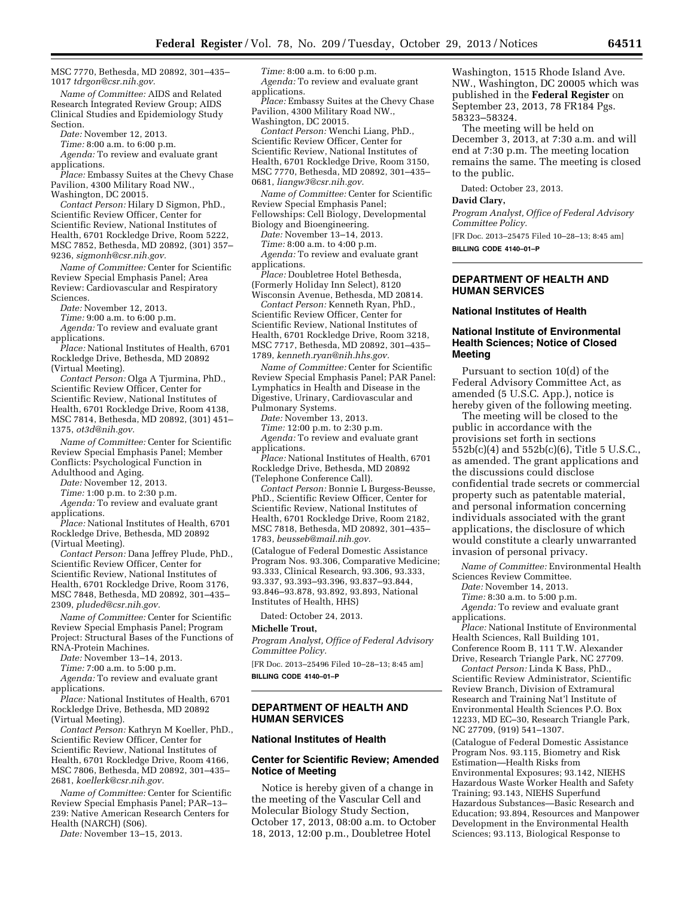MSC 7770, Bethesda, MD 20892, 301–435–1017 *tdrgon@csr.nih.gov.*

*Name of Committee:* AIDS and Related Research Integrated Review Group; AIDS Clinical Studies and Epidemiology Study Section.

*Date:* November 12, 2013.

*Time:* 8:00 a.m. to 6:00 p.m.

*Agenda:* To review and evaluate grant applications.

*Place:* Embassy Suites at the Chevy Chase Pavilion, 4300 Military Road NW., Washington, DC 20015.

*Contact Person:* Hilary D Sigmon, PhD., Scientific Review Officer, Center for Scientific Review, National Institutes of Health, 6701 Rockledge Drive, Room 5222, MSC 7852, Bethesda, MD 20892, (301) 357–9236, *sigmonh@csr.nih.gov.*

*Name of Committee:* Center for Scientific Review Special Emphasis Panel; Area Review: Cardiovascular and Respiratory Sciences.

*Date:* November 12, 2013.

*Time:* 9:00 a.m. to 6:00 p.m.

*Agenda:* To review and evaluate grant applications.

*Place:* National Institutes of Health, 6701 Rockledge Drive, Bethesda, MD 20892 (Virtual Meeting).

*Contact Person:* Olga A Tjurmina, PhD., Scientific Review Officer, Center for Scientific Review, National Institutes of Health, 6701 Rockledge Drive, Room 4138, MSC 7814, Bethesda, MD 20892, (301) 451–1375, *ot3d@nih.gov.*

*Name of Committee:* Center for Scientific Review Special Emphasis Panel; Member Conflicts: Psychological Function in Adulthood and Aging.

*Date:* November 12, 2013.

*Time:* 1:00 p.m. to 2:30 p.m.

*Agenda:* To review and evaluate grant applications.

*Place:* National Institutes of Health, 6701 Rockledge Drive, Bethesda, MD 20892 (Virtual Meeting).

*Contact Person:* Dana Jeffrey Plude, PhD., Scientific Review Officer, Center for Scientific Review, National Institutes of Health, 6701 Rockledge Drive, Room 3176, MSC 7848, Bethesda, MD 20892, 301–435–2309, *pluded@csr.nih.gov.*

*Name of Committee:* Center for Scientific Review Special Emphasis Panel; Program Project: Structural Bases of the Functions of RNA-Protein Machines.

*Date:* November 13–14, 2013.

*Time:* 7:00 a.m. to 5:00 p.m.

*Agenda:* To review and evaluate grant applications.

*Place:* National Institutes of Health, 6701 Rockledge Drive, Bethesda, MD 20892 (Virtual Meeting).

*Contact Person:* Kathryn M Koeller, PhD., Scientific Review Officer, Center for Scientific Review, National Institutes of Health, 6701 Rockledge Drive, Room 4166, MSC 7806, Bethesda, MD 20892, 301–435–2681, *koellerk@csr.nih.gov.*

*Name of Committee:* Center for Scientific Review Special Emphasis Panel; PAR–13–239: Native American Research Centers for Health (NARCH) (S06).

*Date:* November 13–15, 2013.

*Time:* 8:00 a.m. to 6:00 p.m.

*Agenda:* To review and evaluate grant applications.

*Place:* Embassy Suites at the Chevy Chase Pavilion, 4300 Military Road NW., Washington, DC 20015.

*Contact Person:* Wenchi Liang, PhD., Scientific Review Officer, Center for Scientific Review, National Institutes of Health, 6701 Rockledge Drive, Room 3150, MSC 7770, Bethesda, MD 20892, 301–435–0681, *liangw3@csr.nih.gov.*

*Name of Committee:* Center for Scientific Review Special Emphasis Panel; Fellowships: Cell Biology, Developmental Biology and Bioengineering.

*Date:* November 13–14, 2013.

*Time:* 8:00 a.m. to 4:00 p.m.

*Agenda:* To review and evaluate grant applications.

*Place:* Doubletree Hotel Bethesda, (Formerly Holiday Inn Select), 8120 Wisconsin Avenue, Bethesda, MD 20814.

*Contact Person:* Kenneth Ryan, PhD., Scientific Review Officer, Center for Scientific Review, National Institutes of Health, 6701 Rockledge Drive, Room 3218, MSC 7717, Bethesda, MD 20892, 301–435–1789, *kenneth.ryan@nih.hhs.gov.*

*Name of Committee:* Center for Scientific Review Special Emphasis Panel; PAR Panel: Lymphatics in Health and Disease in the Digestive, Urinary, Cardiovascular and Pulmonary Systems.

*Date:* November 13, 2013.

*Time:* 12:00 p.m. to 2:30 p.m.

*Agenda:* To review and evaluate grant applications.

*Place:* National Institutes of Health, 6701 Rockledge Drive, Bethesda, MD 20892 (Telephone Conference Call).

*Contact Person:* Bonnie L Burgess-Beusse, PhD., Scientific Review Officer, Center for Scientific Review, National Institutes of Health, 6701 Rockledge Drive, Room 2182, MSC 7818, Bethesda, MD 20892, 301–435–1783, *beusseb@mail.nih.gov.*

(Catalogue of Federal Domestic Assistance Program Nos. 93.306, Comparative Medicine; 93.333, Clinical Research, 93.306, 93.333, 93.337, 93.393–93.396, 93.837–93.844, 93.846–93.878, 93.892, 93.893, National Institutes of Health, HHS)

Dated: October 24, 2013.

**Michelle Trout,**

*Program Analyst, Office of Federal Advisory Committee Policy.*

[FR Doc. 2013–25496 Filed 10–28–13; 8:45 am]

**BILLING CODE 4140–01–P**

## DEPARTMENT OF HEALTH AND HUMAN SERVICES

### National Institutes of Health

### Center for Scientific Review; Amended Notice of Meeting

Notice is hereby given of a change in the meeting of the Vascular Cell and Molecular Biology Study Section, October 17, 2013, 08:00 a.m. to October 18, 2013, 12:00 p.m., Doubletree Hotel Washington, 1515 Rhode Island Ave. NW., Washington, DC 20005 which was published in the **Federal Register** on September 23, 2013, 78 FR184 Pgs. 58323–58324.

The meeting will be held on December 3, 2013, at 7:30 a.m. and will end at 7:30 p.m. The meeting location remains the same. The meeting is closed to the public.

Dated: October 23, 2013.

**David Clary,**

*Program Analyst, Office of Federal Advisory Committee Policy.*

[FR Doc. 2013–25475 Filed 10–28–13; 8:45 am]

**BILLING CODE 4140–01–P**

## DEPARTMENT OF HEALTH AND HUMAN SERVICES

### National Institutes of Health

### National Institute of Environmental Health Sciences; Notice of Closed Meeting

Pursuant to section 10(d) of the Federal Advisory Committee Act, as amended (5 U.S.C. App.), notice is hereby given of the following meeting.

The meeting will be closed to the public in accordance with the provisions set forth in sections 552b(c)(4) and 552b(c)(6), Title 5 U.S.C., as amended. The grant applications and the discussions could disclose confidential trade secrets or commercial property such as patentable material, and personal information concerning individuals associated with the grant applications, the disclosure of which would constitute a clearly unwarranted invasion of personal privacy.

*Name of Committee:* Environmental Health Sciences Review Committee.

*Date:* November 14, 2013.

*Time:* 8:30 a.m. to 5:00 p.m.

*Agenda:* To review and evaluate grant applications.

*Place:* National Institute of Environmental Health Sciences, Rall Building 101, Conference Room B, 111 T.W. Alexander Drive, Research Triangle Park, NC 27709.

*Contact Person:* Linda K Bass, PhD., Scientific Review Administrator, Scientific Review Branch, Division of Extramural Research and Training Nat'l Institute of Environmental Health Sciences P.O. Box 12233, MD EC–30, Research Triangle Park, NC 27709, (919) 541–1307.

(Catalogue of Federal Domestic Assistance Program Nos. 93.115, Biometry and Risk Estimation—Health Risks from Environmental Exposures; 93.142, NIEHS Hazardous Waste Worker Health and Safety Training; 93.143, NIEHS Superfund Hazardous Substances—Basic Research and Education; 93.894, Resources and Manpower Development in the Environmental Health Sciences; 93.113, Biological Response to